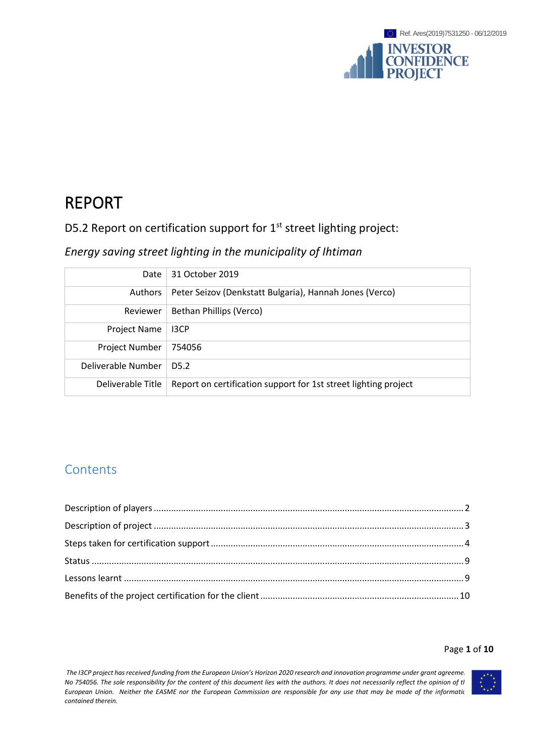Ref. Ares(2019)7531250 - 06/12/2019

# REPORT

## D5.2 Report on certification support for 1st street lighting project:

### *Energy saving street lighting in the municipality of Ihtiman*

| | |
|---|---|
| Date | 31 October 2019 |
| Authors | Peter Seizov (Denkstatt Bulgaria), Hannah Jones (Verco) |
| Reviewer | Bethan Phillips (Verco) |
| Project Name | I3CP |
| Project Number | 754056 |
| Deliverable Number | D5.2 |
| Deliverable Title | Report on certification support for 1st street lighting project |

## Contents

Description of players ........ 2
Description of project ........ 3
Steps taken for certification support ........ 4
Status ........ 9
Lessons learnt ........ 9
Benefits of the project certification for the client ........ 10

*The I3CP project has received funding from the European Union's Horizon 2020 research and innovation programme under grant agreement No 754056. The sole responsibility for the content of this document lies with the authors. It does not necessarily reflect the opinion of the European Union. Neither the EASME nor the European Commission are responsible for any use that may be made of the information contained therein.*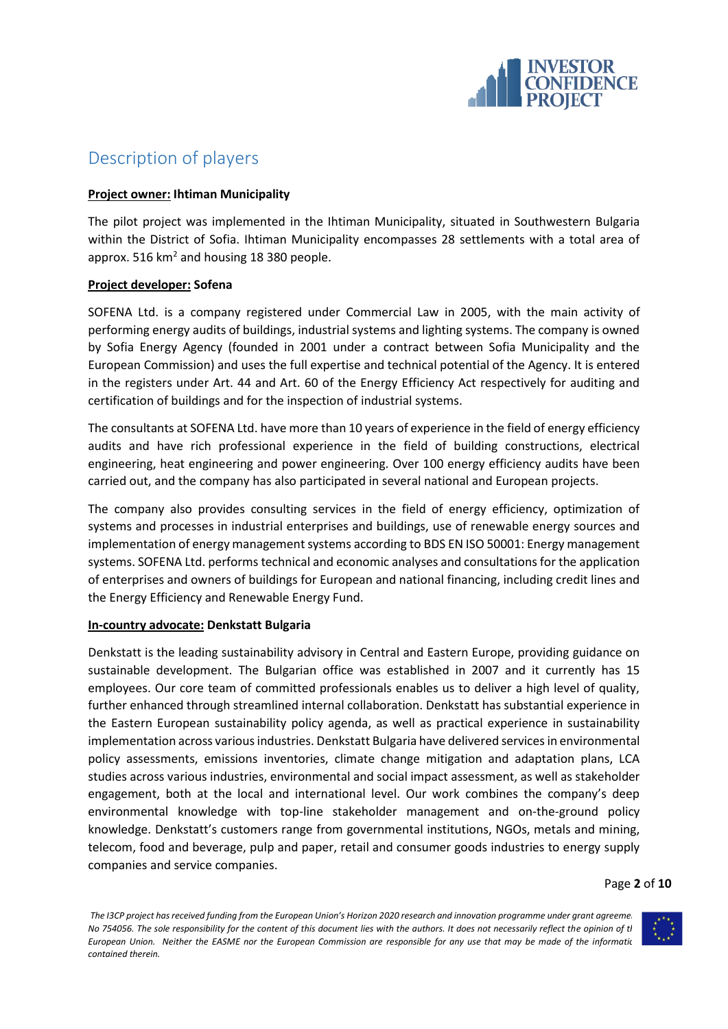## Description of players

**Project owner: Ihtiman Municipality**

The pilot project was implemented in the Ihtiman Municipality, situated in Southwestern Bulgaria within the District of Sofia. Ihtiman Municipality encompasses 28 settlements with a total area of approx. 516 $km^2$ and housing 18 380 people.

**Project developer: Sofena**

SOFENA Ltd. is a company registered under Commercial Law in 2005, with the main activity of performing energy audits of buildings, industrial systems and lighting systems. The company is owned by Sofia Energy Agency (founded in 2001 under a contract between Sofia Municipality and the European Commission) and uses the full expertise and technical potential of the Agency. It is entered in the registers under Art. 44 and Art. 60 of the Energy Efficiency Act respectively for auditing and certification of buildings and for the inspection of industrial systems.

The consultants at SOFENA Ltd. have more than 10 years of experience in the field of energy efficiency audits and have rich professional experience in the field of building constructions, electrical engineering, heat engineering and power engineering. Over 100 energy efficiency audits have been carried out, and the company has also participated in several national and European projects.

The company also provides consulting services in the field of energy efficiency, optimization of systems and processes in industrial enterprises and buildings, use of renewable energy sources and implementation of energy management systems according to BDS EN ISO 50001: Energy management systems. SOFENA Ltd. performs technical and economic analyses and consultations for the application of enterprises and owners of buildings for European and national financing, including credit lines and the Energy Efficiency and Renewable Energy Fund.

**In-country advocate: Denkstatt Bulgaria**

Denkstatt is the leading sustainability advisory in Central and Eastern Europe, providing guidance on sustainable development. The Bulgarian office was established in 2007 and it currently has 15 employees. Our core team of committed professionals enables us to deliver a high level of quality, further enhanced through streamlined internal collaboration. Denkstatt has substantial experience in the Eastern European sustainability policy agenda, as well as practical experience in sustainability implementation across various industries. Denkstatt Bulgaria have delivered services in environmental policy assessments, emissions inventories, climate change mitigation and adaptation plans, LCA studies across various industries, environmental and social impact assessment, as well as stakeholder engagement, both at the local and international level. Our work combines the company's deep environmental knowledge with top-line stakeholder management and on-the-ground policy knowledge. Denkstatt's customers range from governmental institutions, NGOs, metals and mining, telecom, food and beverage, pulp and paper, retail and consumer goods industries to energy supply companies and service companies.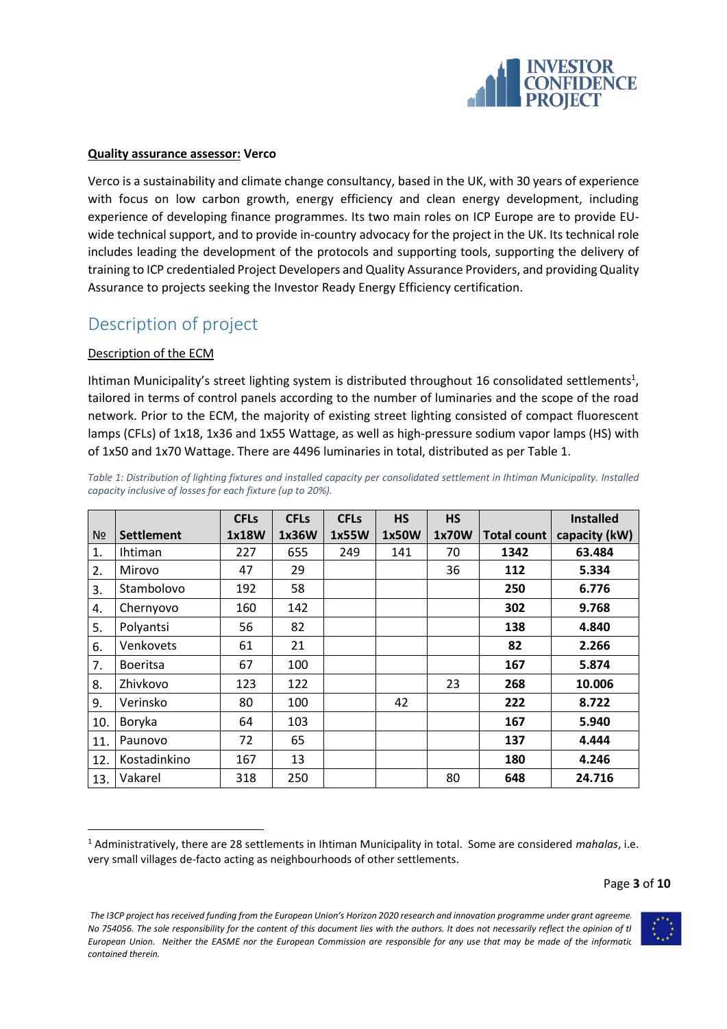**Quality assurance assessor:** **Verco**

Verco is a sustainability and climate change consultancy, based in the UK, with 30 years of experience with focus on low carbon growth, energy efficiency and clean energy development, including experience of developing finance programmes. Its two main roles on ICP Europe are to provide EU-wide technical support, and to provide in-country advocacy for the project in the UK. Its technical role includes leading the development of the protocols and supporting tools, supporting the delivery of training to ICP credentialed Project Developers and Quality Assurance Providers, and providing Quality Assurance to projects seeking the Investor Ready Energy Efficiency certification.

## Description of project

Description of the ECM

Ihtiman Municipality's street lighting system is distributed throughout 16 consolidated settlements[1], tailored in terms of control panels according to the number of luminaries and the scope of the road network. Prior to the ECM, the majority of existing street lighting consisted of compact fluorescent lamps (CFLs) of 1x18, 1x36 and 1x55 Wattage, as well as high-pressure sodium vapor lamps (HS) with of 1x50 and 1x70 Wattage. There are 4496 luminaries in total, distributed as per Table 1.

*Table 1: Distribution of lighting fixtures and installed capacity per consolidated settlement in Ihtiman Municipality. Installed capacity inclusive of losses for each fixture (up to 20%).*

| № | Settlement | CFLs 1x18W | CFLs 1x36W | CFLs 1x55W | HS 1x50W | HS 1x70W | Total count | Installed capacity (kW) |
|---|---|---|---|---|---|---|---|---|
| 1. | Ihtiman | 227 | 655 | 249 | 141 | 70 | **1342** | **63.484** |
| 2. | Mirovo | 47 | 29 | | | 36 | **112** | **5.334** |
| 3. | Stambolovo | 192 | 58 | | | | **250** | **6.776** |
| 4. | Chernyovo | 160 | 142 | | | | **302** | **9.768** |
| 5. | Polyantsi | 56 | 82 | | | | **138** | **4.840** |
| 6. | Venkovets | 61 | 21 | | | | **82** | **2.266** |
| 7. | Boeritsa | 67 | 100 | | | | **167** | **5.874** |
| 8. | Zhivkovo | 123 | 122 | | | 23 | **268** | **10.006** |
| 9. | Verinsko | 80 | 100 | | 42 | | **222** | **8.722** |
| 10. | Boryka | 64 | 103 | | | | **167** | **5.940** |
| 11. | Paunovo | 72 | 65 | | | | **137** | **4.444** |
| 12. | Kostadinkino | 167 | 13 | | | | **180** | **4.246** |
| 13. | Vakarel | 318 | 250 | | | 80 | **648** | **24.716** |

[1] Administratively, there are 28 settlements in Ihtiman Municipality in total. Some are considered *mahalas*, i.e. very small villages de-facto acting as neighbourhoods of other settlements.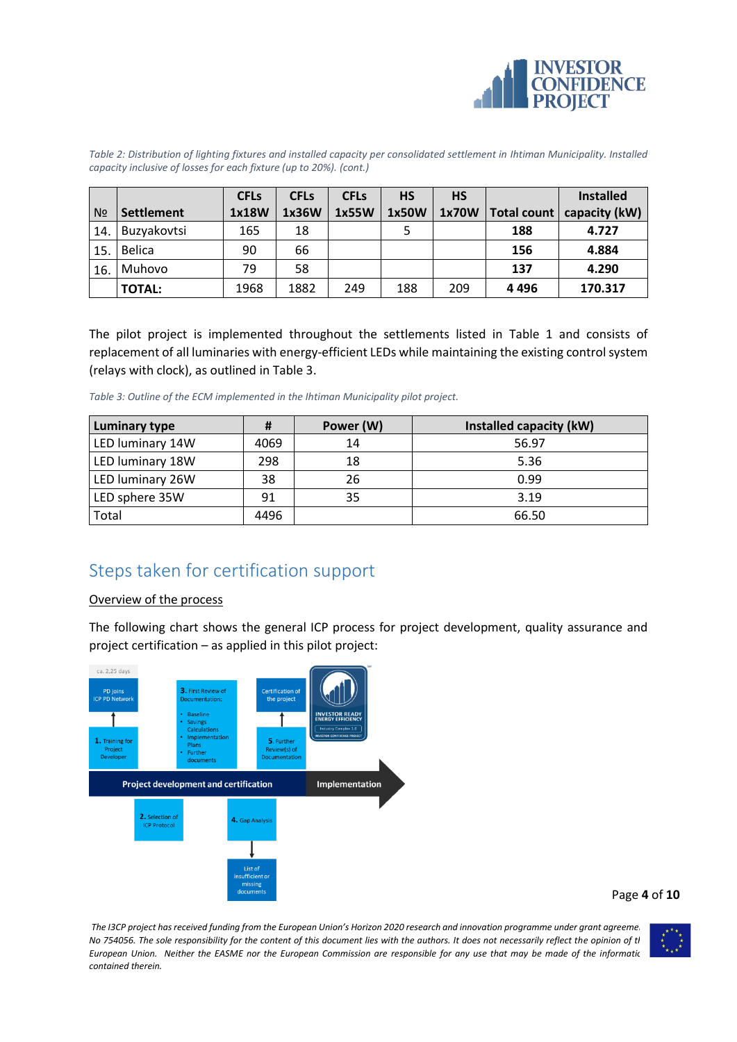*Table 2: Distribution of lighting fixtures and installed capacity per consolidated settlement in Ihtiman Municipality. Installed capacity inclusive of losses for each fixture (up to 20%). (cont.)*

| № | Settlement | CFLs 1x18W | CFLs 1x36W | CFLs 1x55W | HS 1x50W | HS 1x70W | Total count | Installed capacity (kW) |
|---|---|---|---|---|---|---|---|---|
| 14. | Buzyakovtsi | 165 | 18 | | 5 | | **188** | **4.727** |
| 15. | Belica | 90 | 66 | | | | **156** | **4.884** |
| 16. | Muhovo | 79 | 58 | | | | **137** | **4.290** |
| | **TOTAL:** | 1968 | 1882 | 249 | 188 | 209 | **4 496** | **170.317** |

The pilot project is implemented throughout the settlements listed in Table 1 and consists of replacement of all luminaries with energy-efficient LEDs while maintaining the existing control system (relays with clock), as outlined in Table 3.

*Table 3: Outline of the ECM implemented in the Ihtiman Municipality pilot project.*

| Luminary type | # | Power (W) | Installed capacity (kW) |
|---|---|---|---|
| LED luminary 14W | 4069 | 14 | 56.97 |
| LED luminary 18W | 298 | 18 | 5.36 |
| LED luminary 26W | 38 | 26 | 0.99 |
| LED sphere 35W | 91 | 35 | 3.19 |
| Total | 4496 | | 66.50 |

## Steps taken for certification support

Overview of the process

The following chart shows the general ICP process for project development, quality assurance and project certification – as applied in this pilot project:

ca. 2,25 days

- PD joins ICP PD Network
- 1. Training for Project Developer
- 2. Selection of ICP Protocol
- 3. First Review of Documentation:
  - Baseline
  - Savings Calculations
  - Implementation Plans
  - Further documents
- 4. Gap Analysis → List of insufficient or missing documents
- 5. Further Review(s) of Documentation
- Certification of the project

Project development and certification → Implementation

INVESTOR READY ENERGY EFFICIENCY – Industry Complex 1.0 – INVESTOR CONFIDENCE PROJECT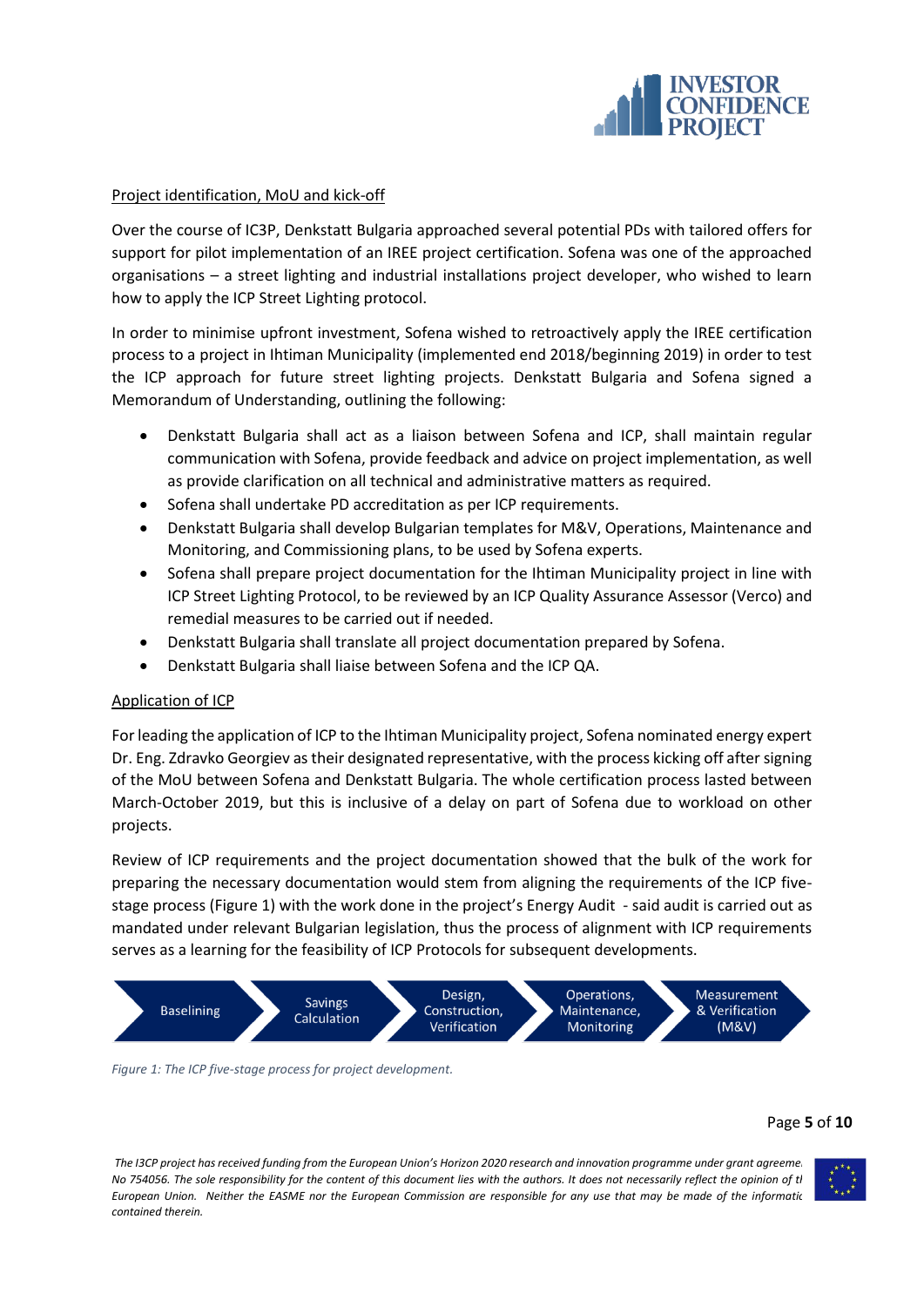Project identification, MoU and kick-off

Over the course of IC3P, Denkstatt Bulgaria approached several potential PDs with tailored offers for support for pilot implementation of an IREE project certification. Sofena was one of the approached organisations – a street lighting and industrial installations project developer, who wished to learn how to apply the ICP Street Lighting protocol.

In order to minimise upfront investment, Sofena wished to retroactively apply the IREE certification process to a project in Ihtiman Municipality (implemented end 2018/beginning 2019) in order to test the ICP approach for future street lighting projects. Denkstatt Bulgaria and Sofena signed a Memorandum of Understanding, outlining the following:

- Denkstatt Bulgaria shall act as a liaison between Sofena and ICP, shall maintain regular communication with Sofena, provide feedback and advice on project implementation, as well as provide clarification on all technical and administrative matters as required.
- Sofena shall undertake PD accreditation as per ICP requirements.
- Denkstatt Bulgaria shall develop Bulgarian templates for M&V, Operations, Maintenance and Monitoring, and Commissioning plans, to be used by Sofena experts.
- Sofena shall prepare project documentation for the Ihtiman Municipality project in line with ICP Street Lighting Protocol, to be reviewed by an ICP Quality Assurance Assessor (Verco) and remedial measures to be carried out if needed.
- Denkstatt Bulgaria shall translate all project documentation prepared by Sofena.
- Denkstatt Bulgaria shall liaise between Sofena and the ICP QA.

Application of ICP

For leading the application of ICP to the Ihtiman Municipality project, Sofena nominated energy expert Dr. Eng. Zdravko Georgiev as their designated representative, with the process kicking off after signing of the MoU between Sofena and Denkstatt Bulgaria. The whole certification process lasted between March-October 2019, but this is inclusive of a delay on part of Sofena due to workload on other projects.

Review of ICP requirements and the project documentation showed that the bulk of the work for preparing the necessary documentation would stem from aligning the requirements of the ICP five-stage process (Figure 1) with the work done in the project's Energy Audit - said audit is carried out as mandated under relevant Bulgarian legislation, thus the process of alignment with ICP requirements serves as a learning for the feasibility of ICP Protocols for subsequent developments.

Baselining → Savings Calculation → Design, Construction, Verification → Operations, Maintenance, Monitoring → Measurement & Verification (M&V)

*Figure 1: The ICP five-stage process for project development.*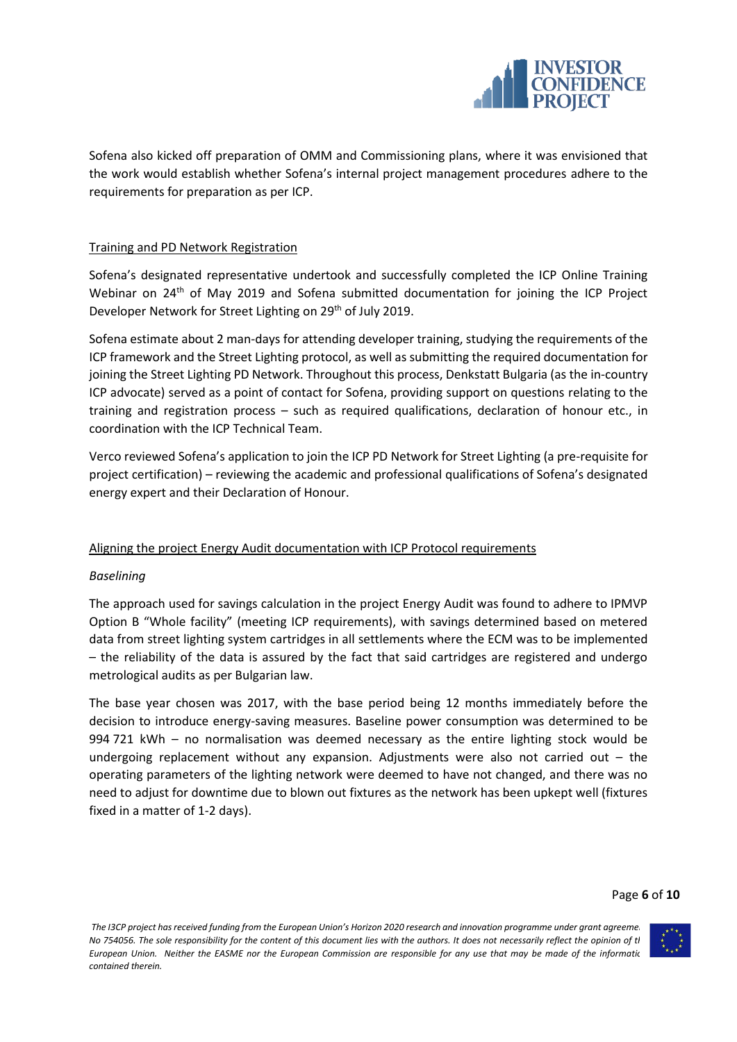Sofena also kicked off preparation of OMM and Commissioning plans, where it was envisioned that the work would establish whether Sofena's internal project management procedures adhere to the requirements for preparation as per ICP.

Training and PD Network Registration

Sofena's designated representative undertook and successfully completed the ICP Online Training Webinar on 24th of May 2019 and Sofena submitted documentation for joining the ICP Project Developer Network for Street Lighting on 29th of July 2019.

Sofena estimate about 2 man-days for attending developer training, studying the requirements of the ICP framework and the Street Lighting protocol, as well as submitting the required documentation for joining the Street Lighting PD Network. Throughout this process, Denkstatt Bulgaria (as the in-country ICP advocate) served as a point of contact for Sofena, providing support on questions relating to the training and registration process – such as required qualifications, declaration of honour etc., in coordination with the ICP Technical Team.

Verco reviewed Sofena's application to join the ICP PD Network for Street Lighting (a pre-requisite for project certification) – reviewing the academic and professional qualifications of Sofena's designated energy expert and their Declaration of Honour.

Aligning the project Energy Audit documentation with ICP Protocol requirements

*Baselining*

The approach used for savings calculation in the project Energy Audit was found to adhere to IPMVP Option B "Whole facility" (meeting ICP requirements), with savings determined based on metered data from street lighting system cartridges in all settlements where the ECM was to be implemented – the reliability of the data is assured by the fact that said cartridges are registered and undergo metrological audits as per Bulgarian law.

The base year chosen was 2017, with the base period being 12 months immediately before the decision to introduce energy-saving measures. Baseline power consumption was determined to be 994 721 kWh – no normalisation was deemed necessary as the entire lighting stock would be undergoing replacement without any expansion. Adjustments were also not carried out – the operating parameters of the lighting network were deemed to have not changed, and there was no need to adjust for downtime due to blown out fixtures as the network has been upkept well (fixtures fixed in a matter of 1-2 days).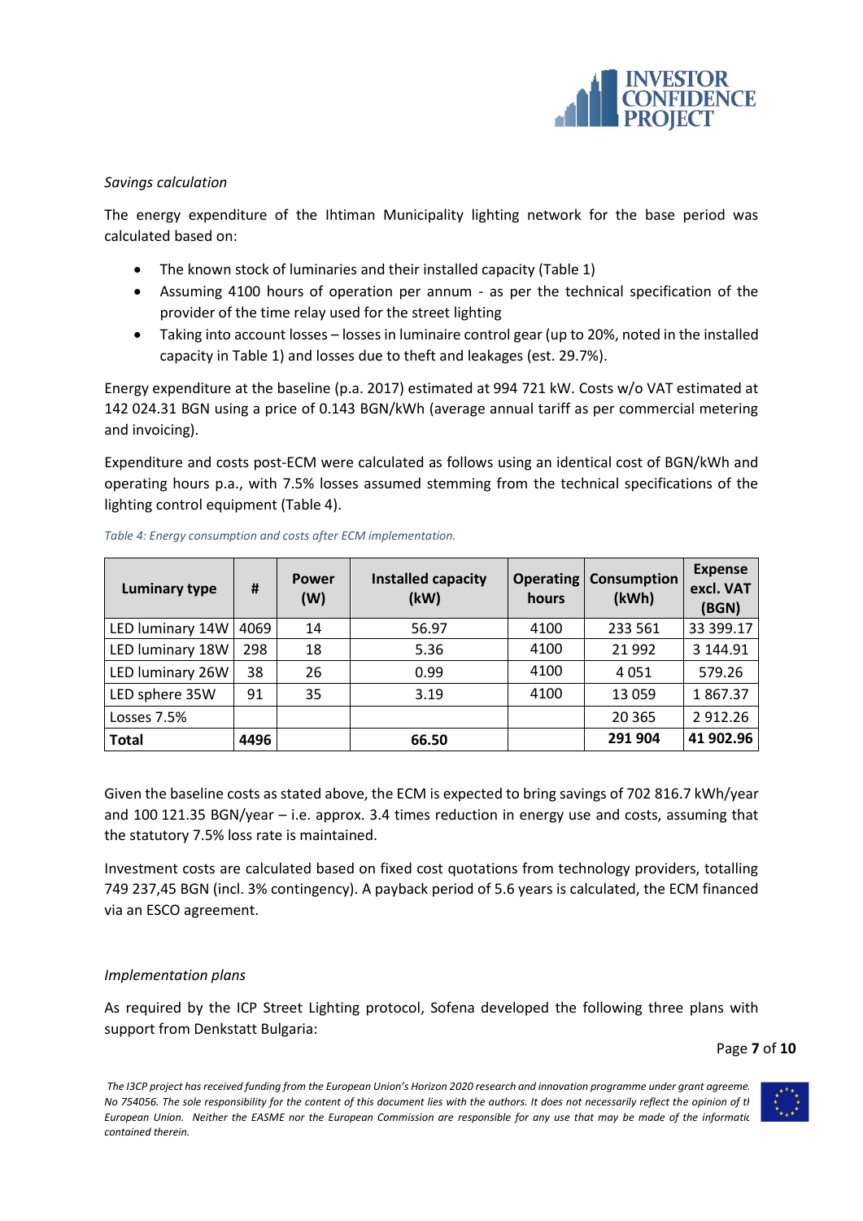*Savings calculation*

The energy expenditure of the Ihtiman Municipality lighting network for the base period was calculated based on:

- The known stock of luminaries and their installed capacity (Table 1)
- Assuming 4100 hours of operation per annum - as per the technical specification of the provider of the time relay used for the street lighting
- Taking into account losses – losses in luminaire control gear (up to 20%, noted in the installed capacity in Table 1) and losses due to theft and leakages (est. 29.7%).

Energy expenditure at the baseline (p.a. 2017) estimated at 994 721 kW. Costs w/o VAT estimated at 142 024.31 BGN using a price of 0.143 BGN/kWh (average annual tariff as per commercial metering and invoicing).

Expenditure and costs post-ECM were calculated as follows using an identical cost of BGN/kWh and operating hours p.a., with 7.5% losses assumed stemming from the technical specifications of the lighting control equipment (Table 4).

*Table 4: Energy consumption and costs after ECM implementation.*

| Luminary type | # | Power (W) | Installed capacity (kW) | Operating hours | Consumption (kWh) | Expense excl. VAT (BGN) |
|---|---|---|---|---|---|---|
| LED luminary 14W | 4069 | 14 | 56.97 | 4100 | 233 561 | 33 399.17 |
| LED luminary 18W | 298 | 18 | 5.36 | 4100 | 21 992 | 3 144.91 |
| LED luminary 26W | 38 | 26 | 0.99 | 4100 | 4 051 | 579.26 |
| LED sphere 35W | 91 | 35 | 3.19 | 4100 | 13 059 | 1 867.37 |
| Losses 7.5% | | | | | 20 365 | 2 912.26 |
| **Total** | **4496** | | **66.50** | | **291 904** | **41 902.96** |

Given the baseline costs as stated above, the ECM is expected to bring savings of 702 816.7 kWh/year and 100 121.35 BGN/year – i.e. approx. 3.4 times reduction in energy use and costs, assuming that the statutory 7.5% loss rate is maintained.

Investment costs are calculated based on fixed cost quotations from technology providers, totalling 749 237,45 BGN (incl. 3% contingency). A payback period of 5.6 years is calculated, the ECM financed via an ESCO agreement.

*Implementation plans*

As required by the ICP Street Lighting protocol, Sofena developed the following three plans with support from Denkstatt Bulgaria: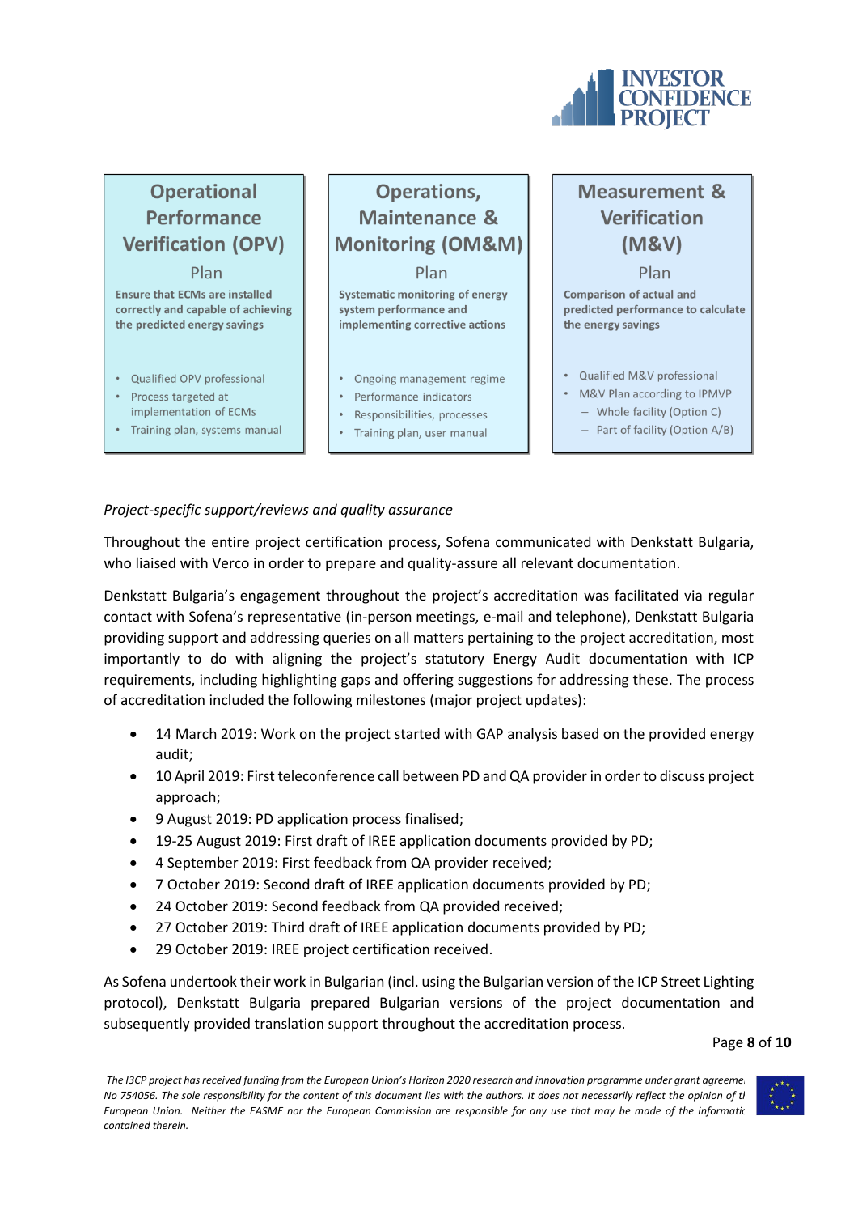**Operational Performance Verification (OPV)**

Plan

**Ensure that ECMs are installed correctly and capable of achieving the predicted energy savings**

- Qualified OPV professional
- Process targeted at implementation of ECMs
- Training plan, systems manual

**Operations, Maintenance & Monitoring (OM&M)**

Plan

**Systematic monitoring of energy system performance and implementing corrective actions**

- Ongoing management regime
- Performance indicators
- Responsibilities, processes
- Training plan, user manual

**Measurement & Verification (M&V)**

Plan

**Comparison of actual and predicted performance to calculate the energy savings**

- Qualified M&V professional
- M&V Plan according to IPMVP
  - Whole facility (Option C)
  - Part of facility (Option A/B)

*Project-specific support/reviews and quality assurance*

Throughout the entire project certification process, Sofena communicated with Denkstatt Bulgaria, who liaised with Verco in order to prepare and quality-assure all relevant documentation.

Denkstatt Bulgaria's engagement throughout the project's accreditation was facilitated via regular contact with Sofena's representative (in-person meetings, e-mail and telephone), Denkstatt Bulgaria providing support and addressing queries on all matters pertaining to the project accreditation, most importantly to do with aligning the project's statutory Energy Audit documentation with ICP requirements, including highlighting gaps and offering suggestions for addressing these. The process of accreditation included the following milestones (major project updates):

- 14 March 2019: Work on the project started with GAP analysis based on the provided energy audit;
- 10 April 2019: First teleconference call between PD and QA provider in order to discuss project approach;
- 9 August 2019: PD application process finalised;
- 19-25 August 2019: First draft of IREE application documents provided by PD;
- 4 September 2019: First feedback from QA provider received;
- 7 October 2019: Second draft of IREE application documents provided by PD;
- 24 October 2019: Second feedback from QA provided received;
- 27 October 2019: Third draft of IREE application documents provided by PD;
- 29 October 2019: IREE project certification received.

As Sofena undertook their work in Bulgarian (incl. using the Bulgarian version of the ICP Street Lighting protocol), Denkstatt Bulgaria prepared Bulgarian versions of the project documentation and subsequently provided translation support throughout the accreditation process.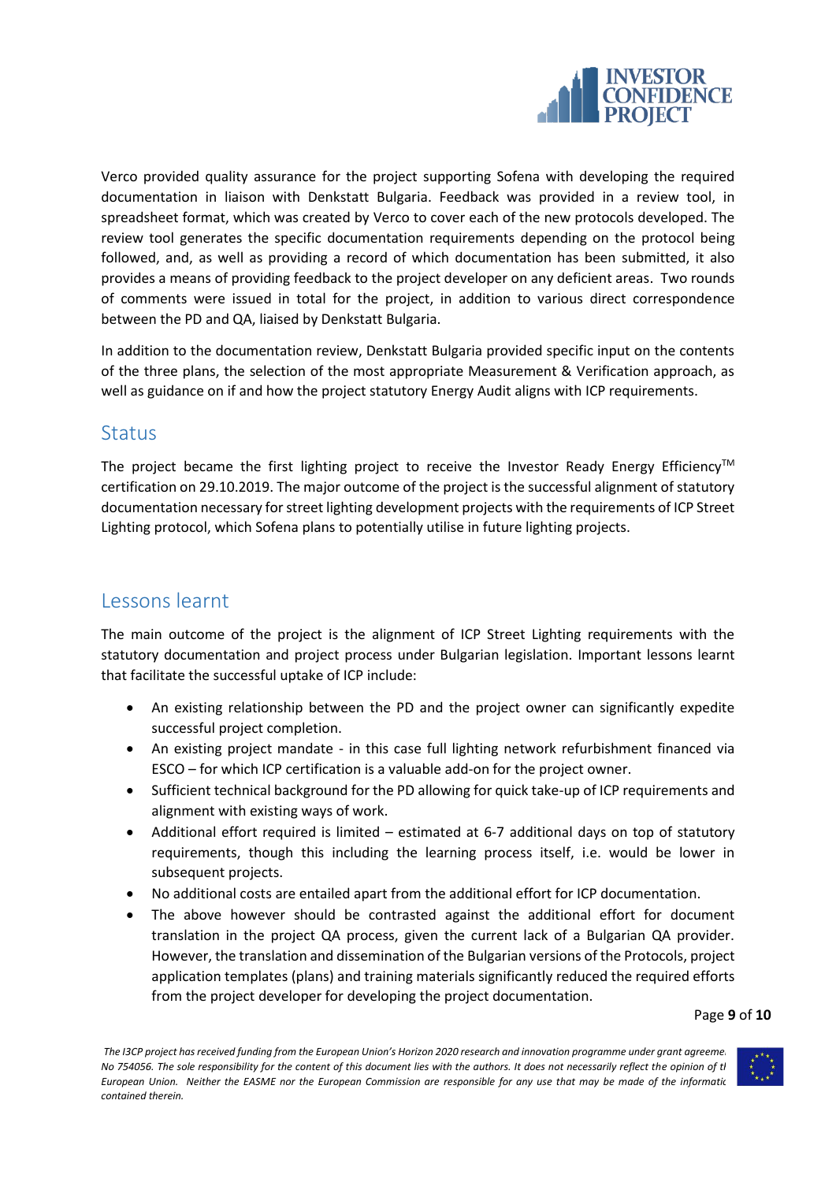Verco provided quality assurance for the project supporting Sofena with developing the required documentation in liaison with Denkstatt Bulgaria. Feedback was provided in a review tool, in spreadsheet format, which was created by Verco to cover each of the new protocols developed. The review tool generates the specific documentation requirements depending on the protocol being followed, and, as well as providing a record of which documentation has been submitted, it also provides a means of providing feedback to the project developer on any deficient areas. Two rounds of comments were issued in total for the project, in addition to various direct correspondence between the PD and QA, liaised by Denkstatt Bulgaria.

In addition to the documentation review, Denkstatt Bulgaria provided specific input on the contents of the three plans, the selection of the most appropriate Measurement & Verification approach, as well as guidance on if and how the project statutory Energy Audit aligns with ICP requirements.

## Status

The project became the first lighting project to receive the Investor Ready Energy Efficiency™ certification on 29.10.2019. The major outcome of the project is the successful alignment of statutory documentation necessary for street lighting development projects with the requirements of ICP Street Lighting protocol, which Sofena plans to potentially utilise in future lighting projects.

## Lessons learnt

The main outcome of the project is the alignment of ICP Street Lighting requirements with the statutory documentation and project process under Bulgarian legislation. Important lessons learnt that facilitate the successful uptake of ICP include:

- An existing relationship between the PD and the project owner can significantly expedite successful project completion.
- An existing project mandate - in this case full lighting network refurbishment financed via ESCO – for which ICP certification is a valuable add-on for the project owner.
- Sufficient technical background for the PD allowing for quick take-up of ICP requirements and alignment with existing ways of work.
- Additional effort required is limited – estimated at 6-7 additional days on top of statutory requirements, though this including the learning process itself, i.e. would be lower in subsequent projects.
- No additional costs are entailed apart from the additional effort for ICP documentation.
- The above however should be contrasted against the additional effort for document translation in the project QA process, given the current lack of a Bulgarian QA provider. However, the translation and dissemination of the Bulgarian versions of the Protocols, project application templates (plans) and training materials significantly reduced the required efforts from the project developer for developing the project documentation.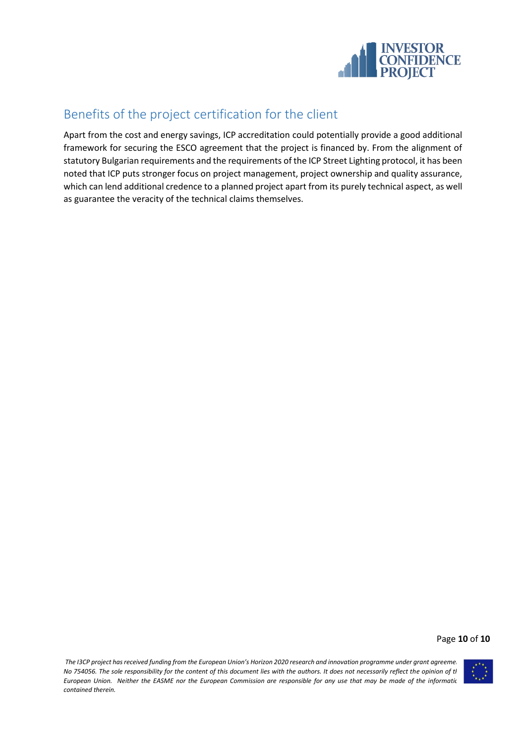## Benefits of the project certification for the client

Apart from the cost and energy savings, ICP accreditation could potentially provide a good additional framework for securing the ESCO agreement that the project is financed by. From the alignment of statutory Bulgarian requirements and the requirements of the ICP Street Lighting protocol, it has been noted that ICP puts stronger focus on project management, project ownership and quality assurance, which can lend additional credence to a planned project apart from its purely technical aspect, as well as guarantee the veracity of the technical claims themselves.